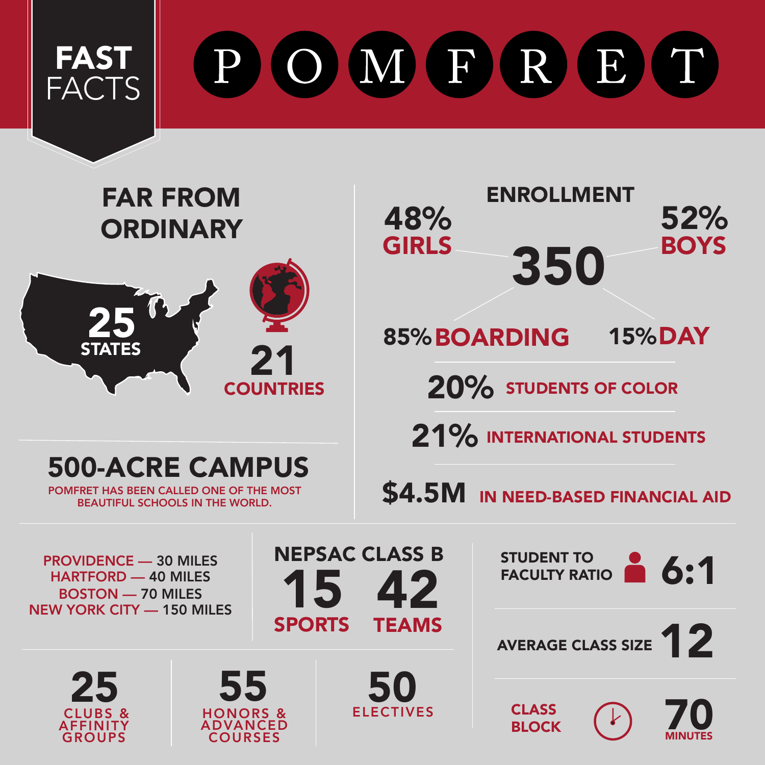# FAST FACTS

# POMFRET

## FAR FROM ORDINARY

**25** STATES

**21** COUNTRIES

## 500-ACRE CAMPUS

POMFRET HAS BEEN CALLED ONE OF THE MOST BEAUTIFUL SCHOOLS IN THE WORLD.

## ENROLLMENT

**350**

- 48% GIRLS
- 52% BOYS
- 85% BOARDING
- 15% DAY

**20%** STUDENTS OF COLOR

**21%** INTERNATIONAL STUDENTS

**$4.5M** IN NEED-BASED FINANCIAL AID

PROVIDENCE — 30 MILES
HARTFORD — 40 MILES
BOSTON — 70 MILES
NEW YORK CITY — 150 MILES

## NEPSAC CLASS B

**15** SPORTS

**42** TEAMS

STUDENT TO FACULTY RATIO **6:1**

AVERAGE CLASS SIZE **12**

CLASS BLOCK **70** MINUTES

**25** CLUBS & AFFINITY GROUPS

**55** HONORS & ADVANCED COURSES

**50** ELECTIVES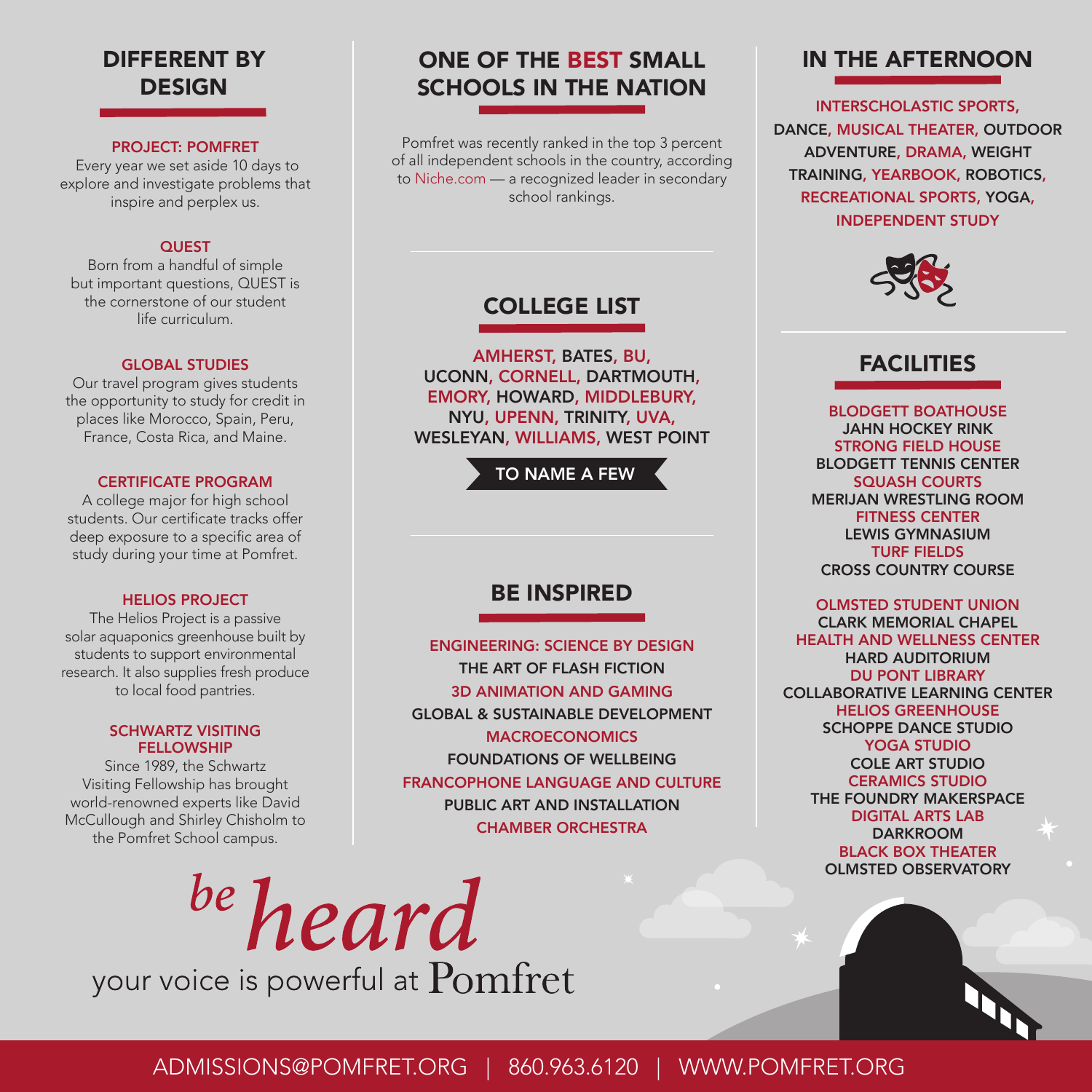## DIFFERENT BY DESIGN

**PROJECT: POMFRET**
Every year we set aside 10 days to explore and investigate problems that inspire and perplex us.

**QUEST**
Born from a handful of simple but important questions, QUEST is the cornerstone of our student life curriculum.

**GLOBAL STUDIES**
Our travel program gives students the opportunity to study for credit in places like Morocco, Spain, Peru, France, Costa Rica, and Maine.

**CERTIFICATE PROGRAM**
A college major for high school students. Our certificate tracks offer deep exposure to a specific area of study during your time at Pomfret.

**HELIOS PROJECT**
The Helios Project is a passive solar aquaponics greenhouse built by students to support environmental research. It also supplies fresh produce to local food pantries.

**SCHWARTZ VISITING FELLOWSHIP**
Since 1989, the Schwartz Visiting Fellowship has brought world-renowned experts like David McCullough and Shirley Chisholm to the Pomfret School campus.

## ONE OF THE BEST SMALL SCHOOLS IN THE NATION

Pomfret was recently ranked in the top 3 percent of all independent schools in the country, according to Niche.com — a recognized leader in secondary school rankings.

## COLLEGE LIST

AMHERST, BATES, BU, UCONN, CORNELL, DARTMOUTH, EMORY, HOWARD, MIDDLEBURY, NYU, UPENN, TRINITY, UVA, WESLEYAN, WILLIAMS, WEST POINT

TO NAME A FEW

## BE INSPIRED

ENGINEERING: SCIENCE BY DESIGN
THE ART OF FLASH FICTION
3D ANIMATION AND GAMING
GLOBAL & SUSTAINABLE DEVELOPMENT
MACROECONOMICS
FOUNDATIONS OF WELLBEING
FRANCOPHONE LANGUAGE AND CULTURE
PUBLIC ART AND INSTALLATION
CHAMBER ORCHESTRA

## IN THE AFTERNOON

INTERSCHOLASTIC SPORTS, DANCE, MUSICAL THEATER, OUTDOOR ADVENTURE, DRAMA, WEIGHT TRAINING, YEARBOOK, ROBOTICS, RECREATIONAL SPORTS, YOGA, INDEPENDENT STUDY

## FACILITIES

BLODGETT BOATHOUSE
JAHN HOCKEY RINK
STRONG FIELD HOUSE
BLODGETT TENNIS CENTER
SQUASH COURTS
MERIJAN WRESTLING ROOM
FITNESS CENTER
LEWIS GYMNASIUM
TURF FIELDS
CROSS COUNTRY COURSE

OLMSTED STUDENT UNION
CLARK MEMORIAL CHAPEL
HEALTH AND WELLNESS CENTER
HARD AUDITORIUM
DU PONT LIBRARY
COLLABORATIVE LEARNING CENTER
HELIOS GREENHOUSE
SCHOPPE DANCE STUDIO
YOGA STUDIO
COLE ART STUDIO
CERAMICS STUDIO
THE FOUNDRY MAKERSPACE
DIGITAL ARTS LAB
DARKROOM
BLACK BOX THEATER
OLMSTED OBSERVATORY

*be heard*
your voice is powerful at Pomfret

ADMISSIONS@POMFRET.ORG | 860.963.6120 | WWW.POMFRET.ORG